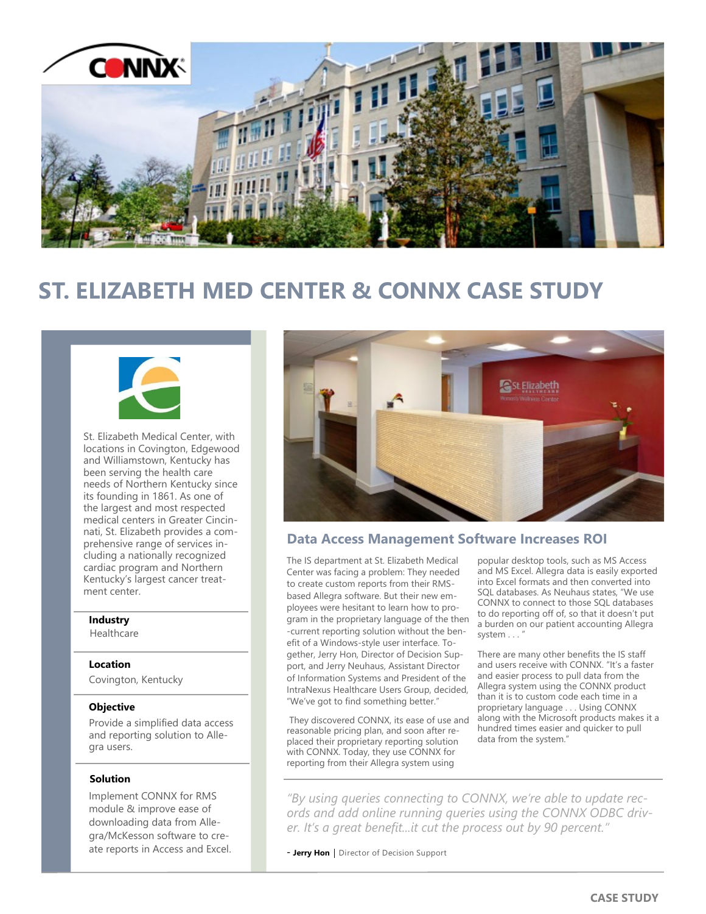# ST. ELIZABETH MED CENTER & CONNX CASE STUDY

St. Elizabeth Medical Center, with locations in Covington, Edgewood and Williamstown, Kentucky has been serving the health care needs of Northern Kentucky since its founding in 1861. As one of the largest and most respected medical centers in Greater Cincinnati, St. Elizabeth provides a comprehensive range of services including a nationally recognized cardiac program and Northern Kentucky's largest cancer treatment center.

**Industry**
Healthcare

**Location**
Covington, Kentucky

**Objective**
Provide a simplified data access and reporting solution to Allegra users.

**Solution**
Implement CONNX for RMS module & improve ease of downloading data from Allegra/McKesson software to create reports in Access and Excel.

## Data Access Management Software Increases ROI

The IS department at St. Elizabeth Medical Center was facing a problem: They needed to create custom reports from their RMS-based Allegra software. But their new employees were hesitant to learn how to program in the proprietary language of the then-current reporting solution without the benefit of a Windows-style user interface. Together, Jerry Hon, Director of Decision Support, and Jerry Neuhaus, Assistant Director of Information Systems and President of the IntraNexus Healthcare Users Group, decided, "We've got to find something better."

They discovered CONNX, its ease of use and reasonable pricing plan, and soon after replaced their proprietary reporting solution with CONNX. Today, they use CONNX for reporting from their Allegra system using popular desktop tools, such as MS Access and MS Excel. Allegra data is easily exported into Excel formats and then converted into SQL databases. As Neuhaus states, "We use CONNX to connect to those SQL databases to do reporting off of, so that it doesn't put a burden on our patient accounting Allegra system . . . "

There are many other benefits the IS staff and users receive with CONNX. "It's a faster and easier process to pull data from the Allegra system using the CONNX product than it is to custom code each time in a proprietary language . . . Using CONNX along with the Microsoft products makes it a hundred times easier and quicker to pull data from the system."

*"By using queries connecting to CONNX, we're able to update records and add online running queries using the CONNX ODBC driver. It's a great benefit...it cut the process out by 90 percent."*

**- Jerry Hon** | Director of Decision Support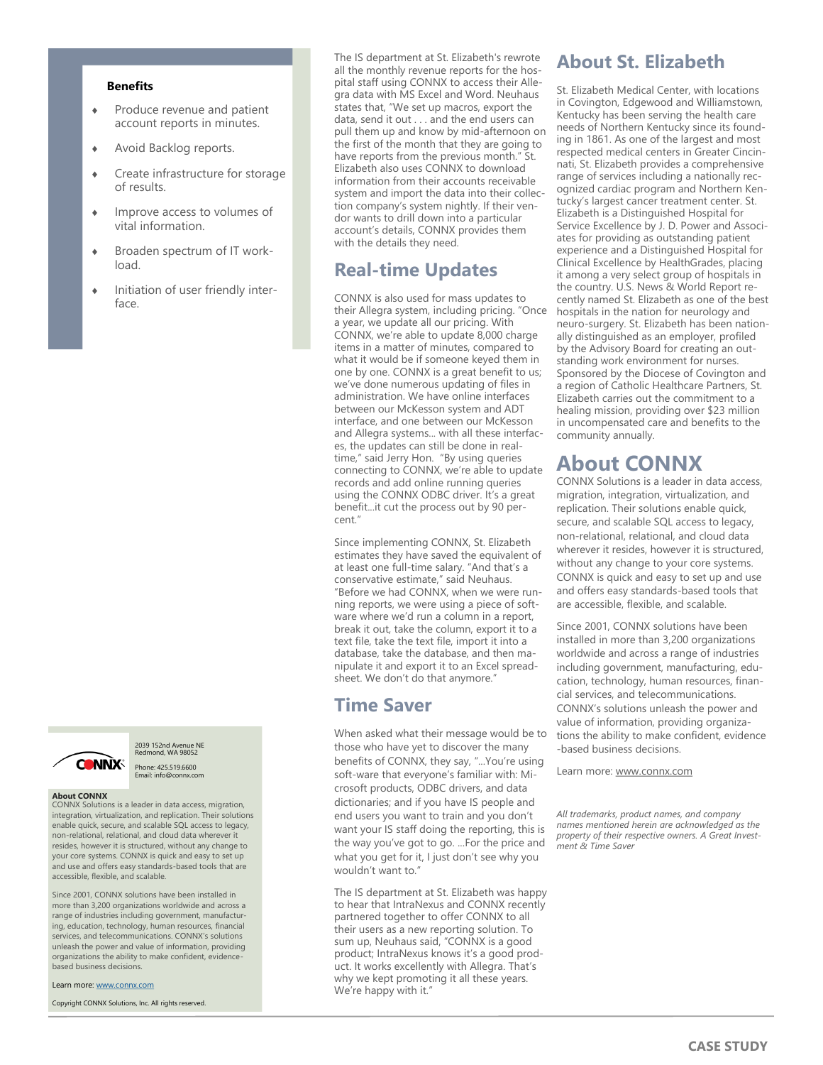**Benefits**

- Produce revenue and patient account reports in minutes.
- Avoid Backlog reports.
- Create infrastructure for storage of results.
- Improve access to volumes of vital information.
- Broaden spectrum of IT workload.
- Initiation of user friendly interface.

The IS department at St. Elizabeth's rewrote all the monthly revenue reports for the hospital staff using CONNX to access their Allegra data with MS Excel and Word. Neuhaus states that, "We set up macros, export the data, send it out . . . and the end users can pull them up and know by mid-afternoon on the first of the month that they are going to have reports from the previous month." St. Elizabeth also uses CONNX to download information from their accounts receivable system and import the data into their collection company's system nightly. If their vendor wants to drill down into a particular account's details, CONNX provides them with the details they need.

## Real-time Updates

CONNX is also used for mass updates to their Allegra system, including pricing. "Once a year, we update all our pricing. With CONNX, we're able to update 8,000 charge items in a matter of minutes, compared to what it would be if someone keyed them in one by one. CONNX is a great benefit to us; we've done numerous updating of files in administration. We have online interfaces between our McKesson system and ADT interface, and one between our McKesson and Allegra systems... with all these interfaces, the updates can still be done in real-time," said Jerry Hon. "By using queries connecting to CONNX, we're able to update records and add online running queries using the CONNX ODBC driver. It's a great benefit...it cut the process out by 90 percent."

Since implementing CONNX, St. Elizabeth estimates they have saved the equivalent of at least one full-time salary. "And that's a conservative estimate," said Neuhaus. "Before we had CONNX, when we were running reports, we were using a piece of software where we'd run a column in a report, break it out, take the column, export it to a text file, take the text file, import it into a database, take the database, and then manipulate it and export it to an Excel spreadsheet. We don't do that anymore."

## Time Saver

When asked what their message would be to those who have yet to discover the many benefits of CONNX, they say, "...You're using soft-ware that everyone's familiar with: Microsoft products, ODBC drivers, and data dictionaries; and if you have IS people and end users you don't want to train and you don't want your IS staff doing the reporting, this is the way you've got to go. ...For the price and what you get for it, I just don't see why you wouldn't want to."

The IS department at St. Elizabeth was happy to hear that IntraNexus and CONNX recently partnered together to offer CONNX to all their users as a new reporting solution. To sum up, Neuhaus said, "CONNX is a good product; IntraNexus knows it's a good product. It works excellently with Allegra. That's why we kept promoting it all these years. We're happy with it."

## About St. Elizabeth

St. Elizabeth Medical Center, with locations in Covington, Edgewood and Williamstown, Kentucky has been serving the health care needs of Northern Kentucky since its founding in 1861. As one of the largest and most respected medical centers in Greater Cincinnati, St. Elizabeth provides a comprehensive range of services including a nationally recognized cardiac program and Northern Kentucky's largest cancer treatment center. St. Elizabeth is a Distinguished Hospital for Service Excellence by J. D. Power and Associates for providing as outstanding patient experience and a Distinguished Hospital for Clinical Excellence by HealthGrades, placing it among a very select group of hospitals in the country. U.S. News & World Report recently named St. Elizabeth as one of the best hospitals in the nation for neurology and neuro-surgery. St. Elizabeth has been nationally distinguished as an employer, profiled by the Advisory Board for creating an outstanding work environment for nurses. Sponsored by the Diocese of Covington and a region of Catholic Healthcare Partners, St. Elizabeth carries out the commitment to a healing mission, providing over $23 million in uncompensated care and benefits to the community annually.

## About CONNX

CONNX Solutions is a leader in data access, migration, integration, virtualization, and replication. Their solutions enable quick, secure, and scalable SQL access to legacy, non-relational, relational, and cloud data wherever it resides, however it is structured, without any change to your core systems. CONNX is quick and easy to set up and use and offers easy standards-based tools that are accessible, flexible, and scalable.

Since 2001, CONNX solutions have been installed in more than 3,200 organizations worldwide and across a range of industries including government, manufacturing, education, technology, human resources, financial services, and telecommunications. CONNX's solutions unleash the power and value of information, providing organizations the ability to make confident, evidence-based business decisions.

Learn more: www.connx.com

*All trademarks, product names, and company names mentioned herein are acknowledged as the property of their respective owners. A Great Investment & Time Saver*

CONNX

2039 152nd Avenue NE
Redmond, WA 98052

Phone: 425.519.6600
Email: info@connx.com

**About CONNX**
CONNX Solutions is a leader in data access, migration, integration, virtualization, and replication. Their solutions enable quick, secure, and scalable SQL access to legacy, non-relational, relational, and cloud data wherever it resides, however it is structured, without any change to your core systems. CONNX is quick and easy to set up and use and offers easy standards-based tools that are accessible, flexible, and scalable.

Since 2001, CONNX solutions have been installed in more than 3,200 organizations worldwide and across a range of industries including government, manufacturing, education, technology, human resources, financial services, and telecommunications. CONNX's solutions unleash the power and value of information, providing organizations the ability to make confident, evidence-based business decisions.

Learn more: www.connx.com

Copyright CONNX Solutions, Inc. All rights reserved.

CASE STUDY